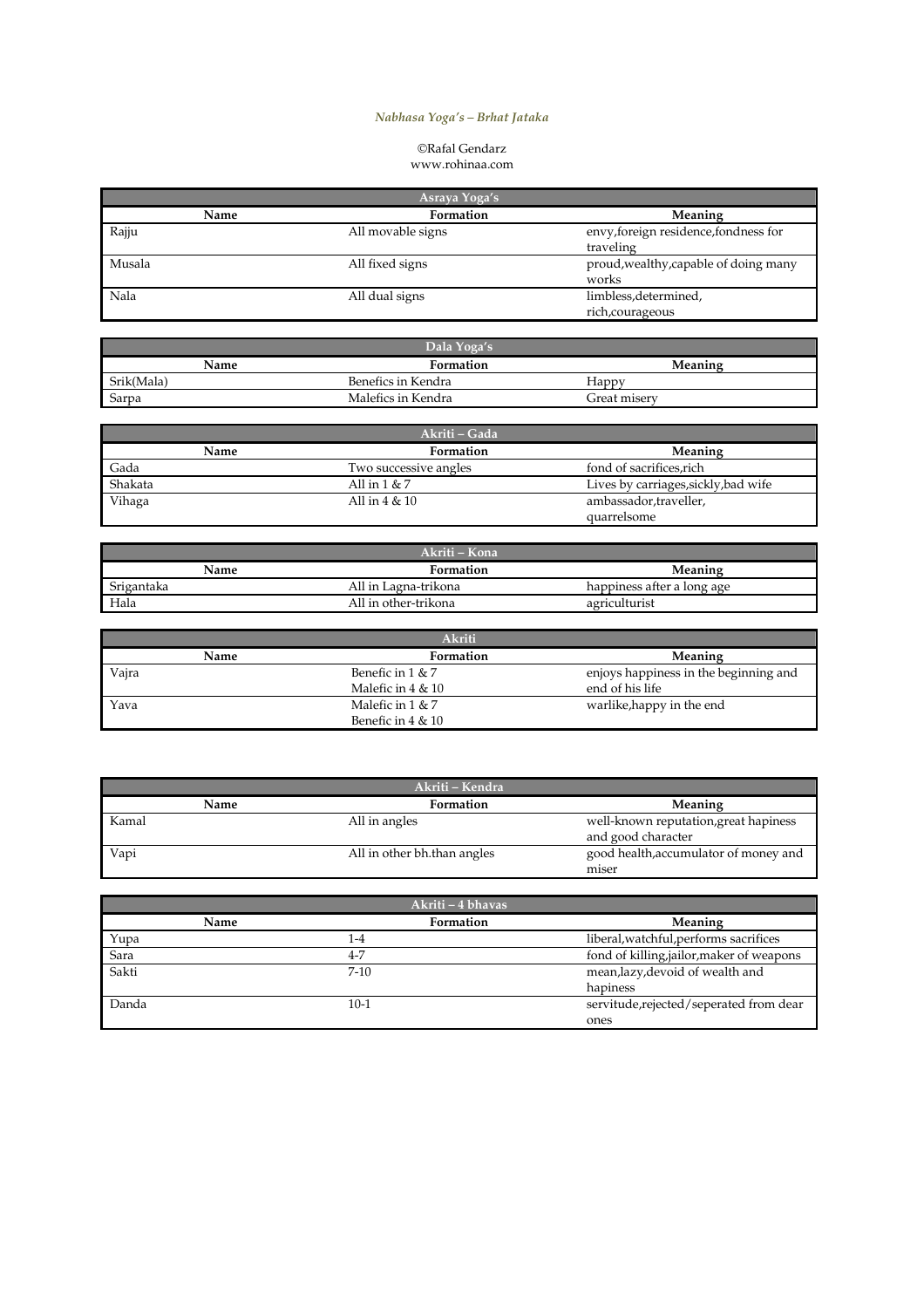*Nabhasa Yoga's – Brhat Jataka*

©Rafal Gendarz
www.rohinaa.com

| Asraya Yoga's | | |
|---|---|---|
| **Name** | **Formation** | **Meaning** |
| Rajju | All movable signs | envy,foreign residence,fondness for traveling |
| Musala | All fixed signs | proud,wealthy,capable of doing many works |
| Nala | All dual signs | limbless,determined, rich,courageous |

| Dala Yoga's | | |
|---|---|---|
| **Name** | **Formation** | **Meaning** |
| Srik(Mala) | Benefics in Kendra | Happy |
| Sarpa | Malefics in Kendra | Great misery |

| Akriti – Gada | | |
|---|---|---|
| **Name** | **Formation** | **Meaning** |
| Gada | Two successive angles | fond of sacrifices,rich |
| Shakata | All in 1 & 7 | Lives by carriages,sickly,bad wife |
| Vihaga | All in 4 & 10 | ambassador,traveller, quarrelsome |

| Akriti – Kona | | |
|---|---|---|
| **Name** | **Formation** | **Meaning** |
| Srigantaka | All in Lagna-trikona | happiness after a long age |
| Hala | All in other-trikona | agriculturist |

| Akriti | | |
|---|---|---|
| **Name** | **Formation** | **Meaning** |
| Vajra | Benefic in 1 & 7<br>Malefic in 4 & 10 | enjoys happiness in the beginning and end of his life |
| Yava | Malefic in 1 & 7<br>Benefic in 4 & 10 | warlike,happy in the end |

| Akriti – Kendra | | |
|---|---|---|
| **Name** | **Formation** | **Meaning** |
| Kamal | All in angles | well-known reputation,great hapiness and good character |
| Vapi | All in other bh.than angles | good health,accumulator of money and miser |

| Akriti – 4 bhavas | | |
|---|---|---|
| **Name** | **Formation** | **Meaning** |
| Yupa | 1-4 | liberal,watchful,performs sacrifices |
| Sara | 4-7 | fond of killing,jailor,maker of weapons |
| Sakti | 7-10 | mean,lazy,devoid of wealth and hapiness |
| Danda | 10-1 | servitude,rejected/seperated from dear ones |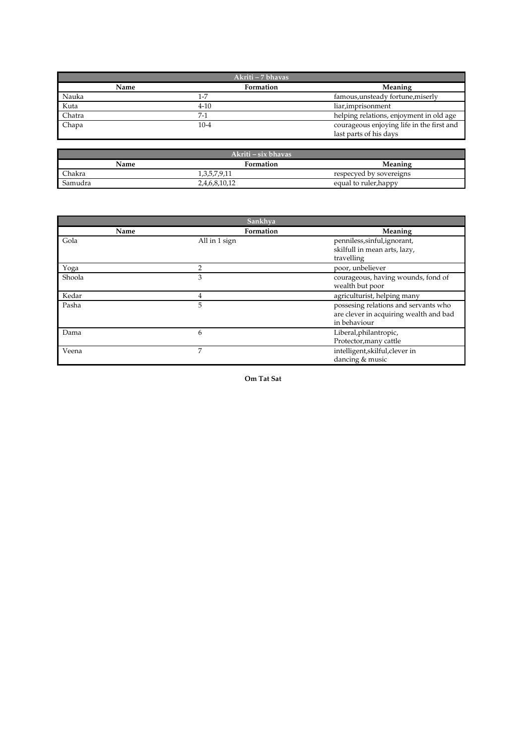| Akriti – 7 bhavas | | |
|---|---|---|
| **Name** | **Formation** | **Meaning** |
| Nauka | 1-7 | famous,unsteady fortune,miserly |
| Kuta | 4-10 | liar,imprisonment |
| Chatra | 7-1 | helping relations, enjoyment in old age |
| Chapa | 10-4 | courageous enjoying life in the first and last parts of his days |

| Akriti – six bhavas | | |
|---|---|---|
| **Name** | **Formation** | **Meaning** |
| Chakra | 1,3,5,7,9,11 | respecyed by sovereigns |
| Samudra | 2,4,6,8,10,12 | equal to ruler,happy |

| Sankhya | | |
|---|---|---|
| **Name** | **Formation** | **Meaning** |
| Gola | All in 1 sign | penniless,sinful,ignorant, skilfull in mean arts, lazy, travelling |
| Yoga | 2 | poor, unbeliever |
| Shoola | 3 | courageous, having wounds, fond of wealth but poor |
| Kedar | 4 | agriculturist, helping many |
| Pasha | 5 | possesing relations and servants who are clever in acquiring wealth and bad in behaviour |
| Dama | 6 | Liberal,philantropic, Protector,many cattle |
| Veena | 7 | intelligent,skilful,clever in dancing & music |

**Om Tat Sat**